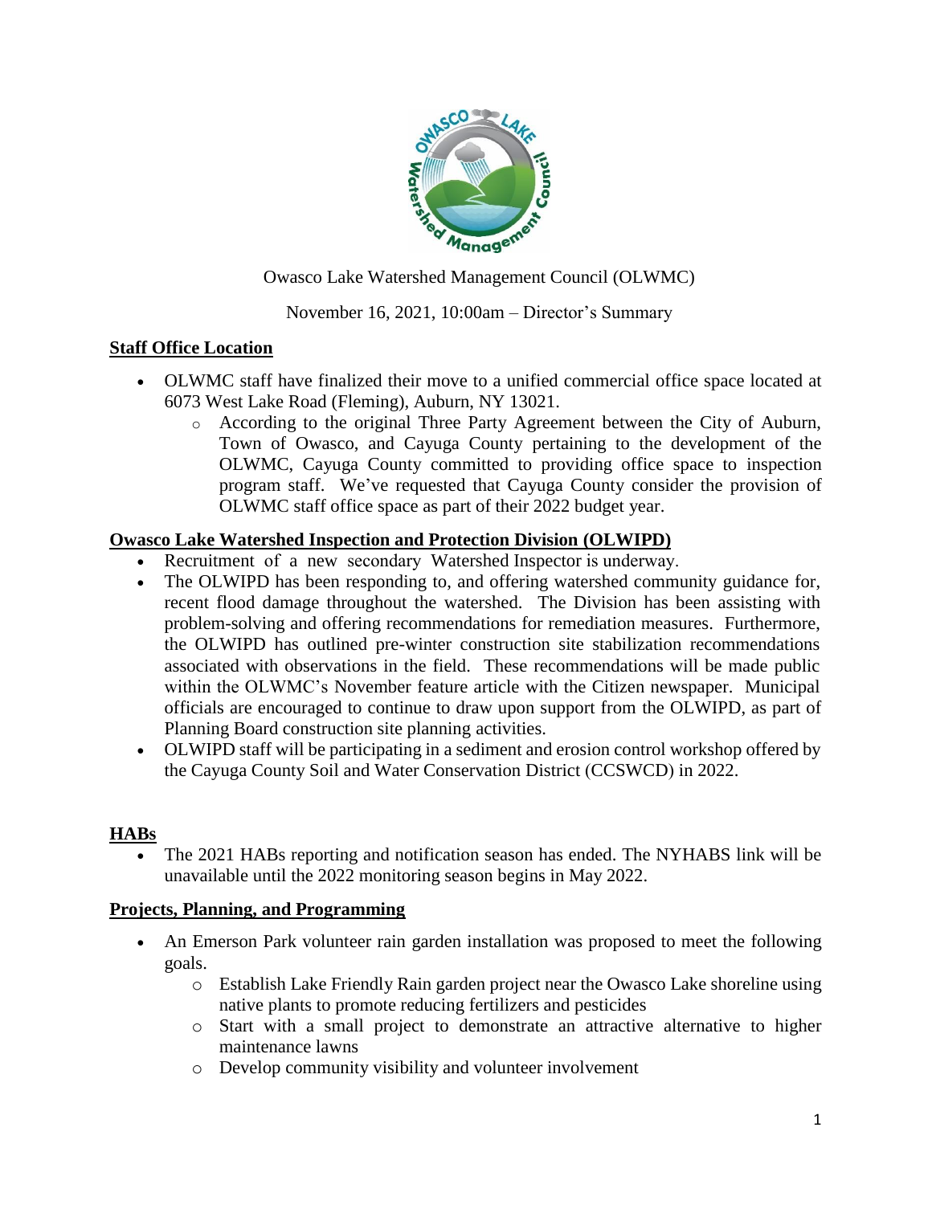Owasco Lake Watershed Management Council (OLWMC)

November 16, 2021, 10:00am – Director's Summary

## Staff Office Location

- OLWMC staff have finalized their move to a unified commercial office space located at 6073 West Lake Road (Fleming), Auburn, NY 13021.
    - According to the original Three Party Agreement between the City of Auburn, Town of Owasco, and Cayuga County pertaining to the development of the OLWMC, Cayuga County committed to providing office space to inspection program staff. We've requested that Cayuga County consider the provision of OLWMC staff office space as part of their 2022 budget year.

## Owasco Lake Watershed Inspection and Protection Division (OLWIPD)

- Recruitment of a new secondary Watershed Inspector is underway.
- The OLWIPD has been responding to, and offering watershed community guidance for, recent flood damage throughout the watershed. The Division has been assisting with problem-solving and offering recommendations for remediation measures. Furthermore, the OLWIPD has outlined pre-winter construction site stabilization recommendations associated with observations in the field. These recommendations will be made public within the OLWMC's November feature article with the Citizen newspaper. Municipal officials are encouraged to continue to draw upon support from the OLWIPD, as part of Planning Board construction site planning activities.
- OLWIPD staff will be participating in a sediment and erosion control workshop offered by the Cayuga County Soil and Water Conservation District (CCSWCD) in 2022.

## HABs

- The 2021 HABs reporting and notification season has ended. The NYHABS link will be unavailable until the 2022 monitoring season begins in May 2022.

## Projects, Planning, and Programming

- An Emerson Park volunteer rain garden installation was proposed to meet the following goals.
    - Establish Lake Friendly Rain garden project near the Owasco Lake shoreline using native plants to promote reducing fertilizers and pesticides
    - Start with a small project to demonstrate an attractive alternative to higher maintenance lawns
    - Develop community visibility and volunteer involvement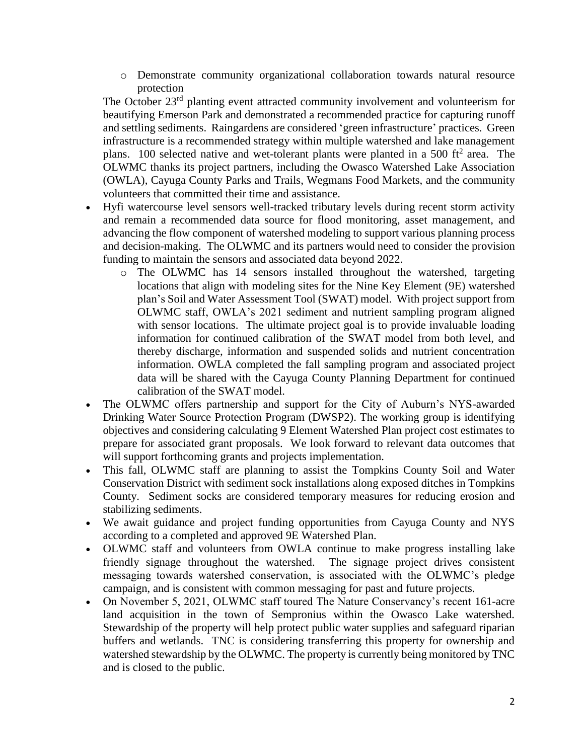- Demonstrate community organizational collaboration towards natural resource protection

The October 23rd planting event attracted community involvement and volunteerism for beautifying Emerson Park and demonstrated a recommended practice for capturing runoff and settling sediments. Raingardens are considered 'green infrastructure' practices. Green infrastructure is a recommended strategy within multiple watershed and lake management plans. 100 selected native and wet-tolerant plants were planted in a 500 $ft^2$ area. The OLWMC thanks its project partners, including the Owasco Watershed Lake Association (OWLA), Cayuga County Parks and Trails, Wegmans Food Markets, and the community volunteers that committed their time and assistance.

- Hyfi watercourse level sensors well-tracked tributary levels during recent storm activity and remain a recommended data source for flood monitoring, asset management, and advancing the flow component of watershed modeling to support various planning process and decision-making. The OLWMC and its partners would need to consider the provision funding to maintain the sensors and associated data beyond 2022.
  - The OLWMC has 14 sensors installed throughout the watershed, targeting locations that align with modeling sites for the Nine Key Element (9E) watershed plan's Soil and Water Assessment Tool (SWAT) model. With project support from OLWMC staff, OWLA's 2021 sediment and nutrient sampling program aligned with sensor locations. The ultimate project goal is to provide invaluable loading information for continued calibration of the SWAT model from both level, and thereby discharge, information and suspended solids and nutrient concentration information. OWLA completed the fall sampling program and associated project data will be shared with the Cayuga County Planning Department for continued calibration of the SWAT model.
- The OLWMC offers partnership and support for the City of Auburn's NYS-awarded Drinking Water Source Protection Program (DWSP2). The working group is identifying objectives and considering calculating 9 Element Watershed Plan project cost estimates to prepare for associated grant proposals. We look forward to relevant data outcomes that will support forthcoming grants and projects implementation.
- This fall, OLWMC staff are planning to assist the Tompkins County Soil and Water Conservation District with sediment sock installations along exposed ditches in Tompkins County. Sediment socks are considered temporary measures for reducing erosion and stabilizing sediments.
- We await guidance and project funding opportunities from Cayuga County and NYS according to a completed and approved 9E Watershed Plan.
- OLWMC staff and volunteers from OWLA continue to make progress installing lake friendly signage throughout the watershed. The signage project drives consistent messaging towards watershed conservation, is associated with the OLWMC's pledge campaign, and is consistent with common messaging for past and future projects.
- On November 5, 2021, OLWMC staff toured The Nature Conservancy's recent 161-acre land acquisition in the town of Sempronius within the Owasco Lake watershed. Stewardship of the property will help protect public water supplies and safeguard riparian buffers and wetlands. TNC is considering transferring this property for ownership and watershed stewardship by the OLWMC. The property is currently being monitored by TNC and is closed to the public.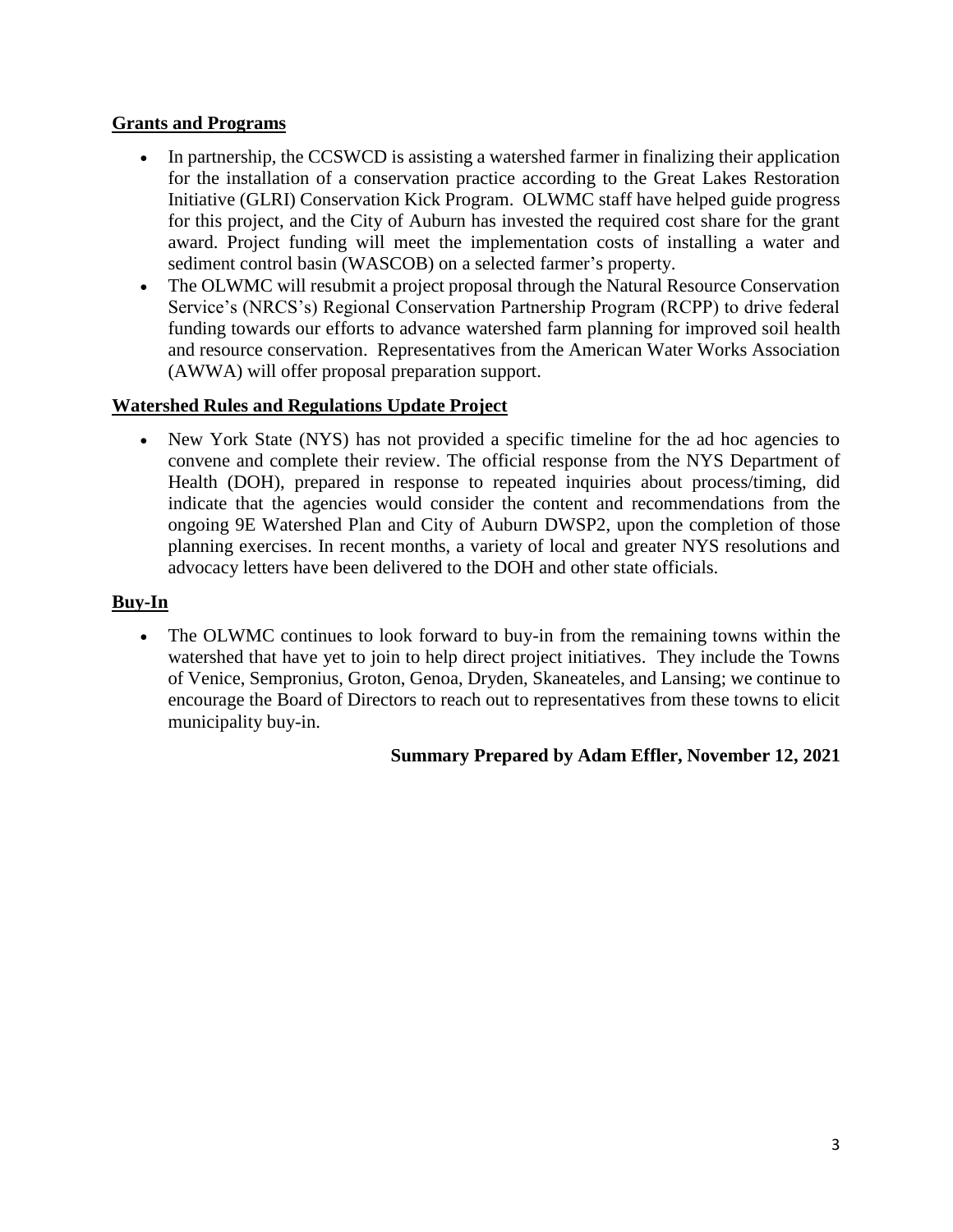## Grants and Programs

- In partnership, the CCSWCD is assisting a watershed farmer in finalizing their application for the installation of a conservation practice according to the Great Lakes Restoration Initiative (GLRI) Conservation Kick Program. OLWMC staff have helped guide progress for this project, and the City of Auburn has invested the required cost share for the grant award. Project funding will meet the implementation costs of installing a water and sediment control basin (WASCOB) on a selected farmer's property.
- The OLWMC will resubmit a project proposal through the Natural Resource Conservation Service's (NRCS's) Regional Conservation Partnership Program (RCPP) to drive federal funding towards our efforts to advance watershed farm planning for improved soil health and resource conservation. Representatives from the American Water Works Association (AWWA) will offer proposal preparation support.

## Watershed Rules and Regulations Update Project

- New York State (NYS) has not provided a specific timeline for the ad hoc agencies to convene and complete their review. The official response from the NYS Department of Health (DOH), prepared in response to repeated inquiries about process/timing, did indicate that the agencies would consider the content and recommendations from the ongoing 9E Watershed Plan and City of Auburn DWSP2, upon the completion of those planning exercises. In recent months, a variety of local and greater NYS resolutions and advocacy letters have been delivered to the DOH and other state officials.

## Buy-In

- The OLWMC continues to look forward to buy-in from the remaining towns within the watershed that have yet to join to help direct project initiatives. They include the Towns of Venice, Sempronius, Groton, Genoa, Dryden, Skaneateles, and Lansing; we continue to encourage the Board of Directors to reach out to representatives from these towns to elicit municipality buy-in.

**Summary Prepared by Adam Effler, November 12, 2021**